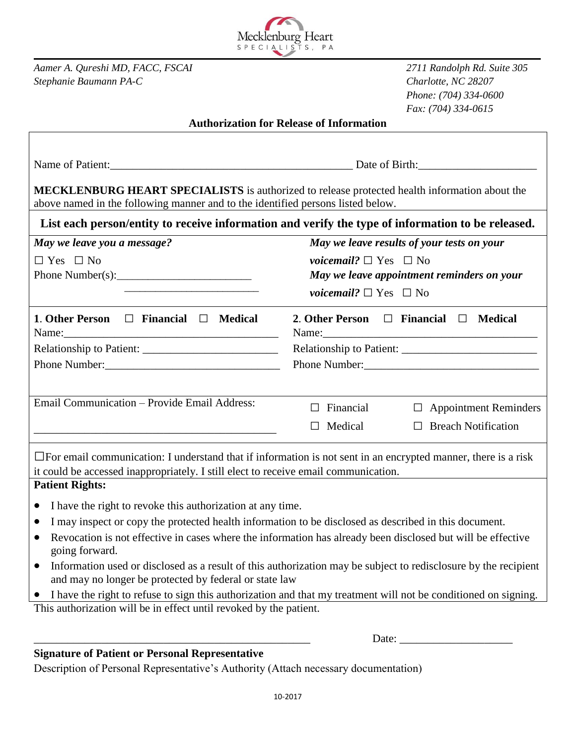Mecklenburg Heart
SPECIALISTS, PA

*Aamer A. Qureshi MD, FACC, FSCAI*
*Stephanie Baumann PA-C*

*2711 Randolph Rd. Suite 305*
*Charlotte, NC 28207*
*Phone: (704) 334-0600*
*Fax: (704) 334-0615*

## Authorization for Release of Information

Name of Patient:\_\_\_\_\_\_\_\_\_\_\_\_\_\_\_\_\_\_\_\_\_\_\_\_\_\_\_\_\_\_\_\_\_\_\_\_\_\_\_\_ Date of Birth:\_\_\_\_\_\_\_\_\_\_\_\_\_\_\_\_\_\_\_\_

**MECKLENBURG HEART SPECIALISTS** is authorized to release protected health information about the above named in the following manner and to the identified persons listed below.

**List each person/entity to receive information and verify the type of information to be released.**

| | |
|---|---|
| ***May we leave you a message?*** ☐ Yes ☐ No<br>Phone Number(s):\_\_\_\_\_\_\_\_\_\_\_\_\_\_\_\_\_\_\_\_\_\_\_<br>\_\_\_\_\_\_\_\_\_\_\_\_\_\_\_\_\_\_\_\_\_\_\_ | ***May we leave results of your tests on your voicemail?*** ☐ Yes ☐ No<br>***May we leave appointment reminders on your voicemail?*** ☐ Yes ☐ No |
| **1. Other Person** ☐ **Financial** ☐ **Medical**<br>Name:\_\_\_\_\_\_\_\_\_\_\_\_\_\_\_\_\_\_\_\_\_\_\_\_\_\_\_\_\_\_\_\_\_\_\_\_\_<br>Relationship to Patient: \_\_\_\_\_\_\_\_\_\_\_\_\_\_\_\_\_\_\_\_\_\_<br>Phone Number:\_\_\_\_\_\_\_\_\_\_\_\_\_\_\_\_\_\_\_\_\_\_\_\_\_\_\_\_\_\_ | **2. Other Person** ☐ **Financial** ☐ **Medical**<br>Name:\_\_\_\_\_\_\_\_\_\_\_\_\_\_\_\_\_\_\_\_\_\_\_\_\_\_\_\_\_\_\_\_\_\_\_\_\_<br>Relationship to Patient: \_\_\_\_\_\_\_\_\_\_\_\_\_\_\_\_\_\_\_\_\_\_<br>Phone Number:\_\_\_\_\_\_\_\_\_\_\_\_\_\_\_\_\_\_\_\_\_\_\_\_\_\_\_\_\_\_ |
| Email Communication – Provide Email Address:<br>\_\_\_\_\_\_\_\_\_\_\_\_\_\_\_\_\_\_\_\_\_\_\_\_\_\_\_\_\_\_\_\_\_\_\_\_\_\_\_\_\_\_ | ☐ Financial ☐ Appointment Reminders<br>☐ Medical ☐ Breach Notification |

☐For email communication: I understand that if information is not sent in an encrypted manner, there is a risk it could be accessed inappropriately. I still elect to receive email communication.

**Patient Rights:**

- I have the right to revoke this authorization at any time.
- I may inspect or copy the protected health information to be disclosed as described in this document.
- Revocation is not effective in cases where the information has already been disclosed but will be effective going forward.
- Information used or disclosed as a result of this authorization may be subject to redisclosure by the recipient and may no longer be protected by federal or state law
- I have the right to refuse to sign this authorization and that my treatment will not be conditioned on signing.

This authorization will be in effect until revoked by the patient.

\_\_\_\_\_\_\_\_\_\_\_\_\_\_\_\_\_\_\_\_\_\_\_\_\_\_\_\_\_\_\_\_\_\_\_\_\_\_\_\_\_\_\_\_\_\_\_\_ Date: \_\_\_\_\_\_\_\_\_\_\_\_\_\_\_\_\_\_\_\_

**Signature of Patient or Personal Representative**

Description of Personal Representative's Authority (Attach necessary documentation)

10-2017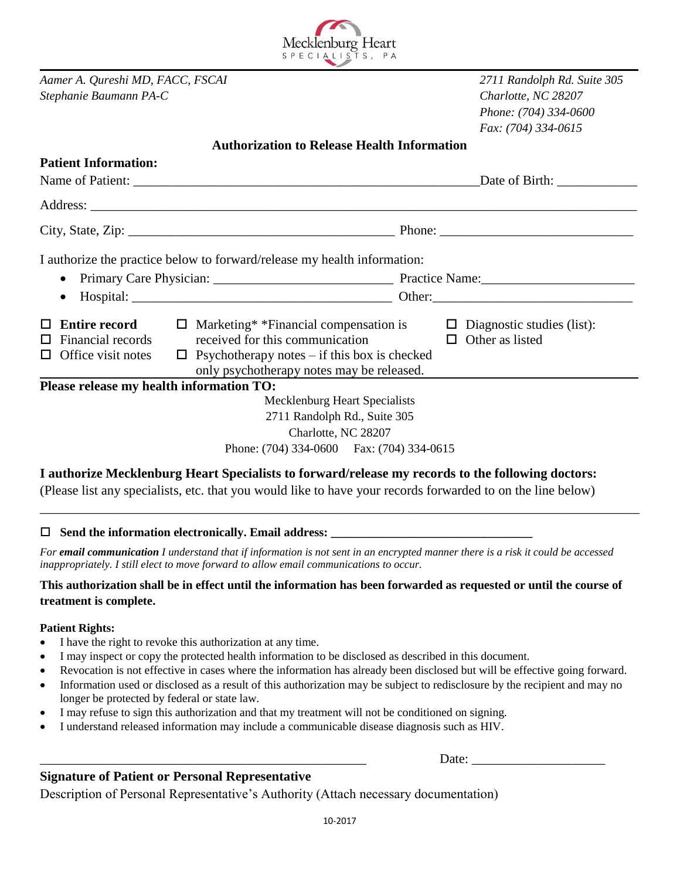Mecklenburg Heart SPECIALISTS, PA

*Aamer A. Qureshi MD, FACC, FSCAI*
*Stephanie Baumann PA-C*

*2711 Randolph Rd. Suite 305*
*Charlotte, NC 28207*
*Phone: (704) 334-0600*
*Fax: (704) 334-0615*

## Authorization to Release Health Information

**Patient Information:**

Name of Patient: ______________________________________________________Date of Birth: ____________

Address: ______________________________________________________________________________

City, State, Zip: ________________________________________ Phone: ____________________________

I authorize the practice below to forward/release my health information:

- Primary Care Physician: ___________________________ Practice Name:_______________________
- Hospital: ________________________________________ Other:______________________________

☐ **Entire record**
☐ Financial records
☐ Office visit notes
☐ Marketing* *Financial compensation is received for this communication
☐ Psychotherapy notes – if this box is checked only psychotherapy notes may be released.
☐ Diagnostic studies (list):
☐ Other as listed

**Please release my health information TO:**

Mecklenburg Heart Specialists
2711 Randolph Rd., Suite 305
Charlotte, NC 28207
Phone: (704) 334-0600 Fax: (704) 334-0615

**I authorize Mecklenburg Heart Specialists to forward/release my records to the following doctors:**
(Please list any specialists, etc. that you would like to have your records forwarded to on the line below)

_____________________________________________________________________________________________

☐ **Send the information electronically. Email address: ________________________________**

*For **email communication** I understand that if information is not sent in an encrypted manner there is a risk it could be accessed inappropriately. I still elect to move forward to allow email communications to occur.*

**This authorization shall be in effect until the information has been forwarded as requested or until the course of treatment is complete.**

**Patient Rights:**

- I have the right to revoke this authorization at any time.
- I may inspect or copy the protected health information to be disclosed as described in this document.
- Revocation is not effective in cases where the information has already been disclosed but will be effective going forward.
- Information used or disclosed as a result of this authorization may be subject to redisclosure by the recipient and may no longer be protected by federal or state law.
- I may refuse to sign this authorization and that my treatment will not be conditioned on signing.
- I understand released information may include a communicable disease diagnosis such as HIV.

_____________________________________________________ Date: ____________________

**Signature of Patient or Personal Representative**

Description of Personal Representative's Authority (Attach necessary documentation)

10-2017